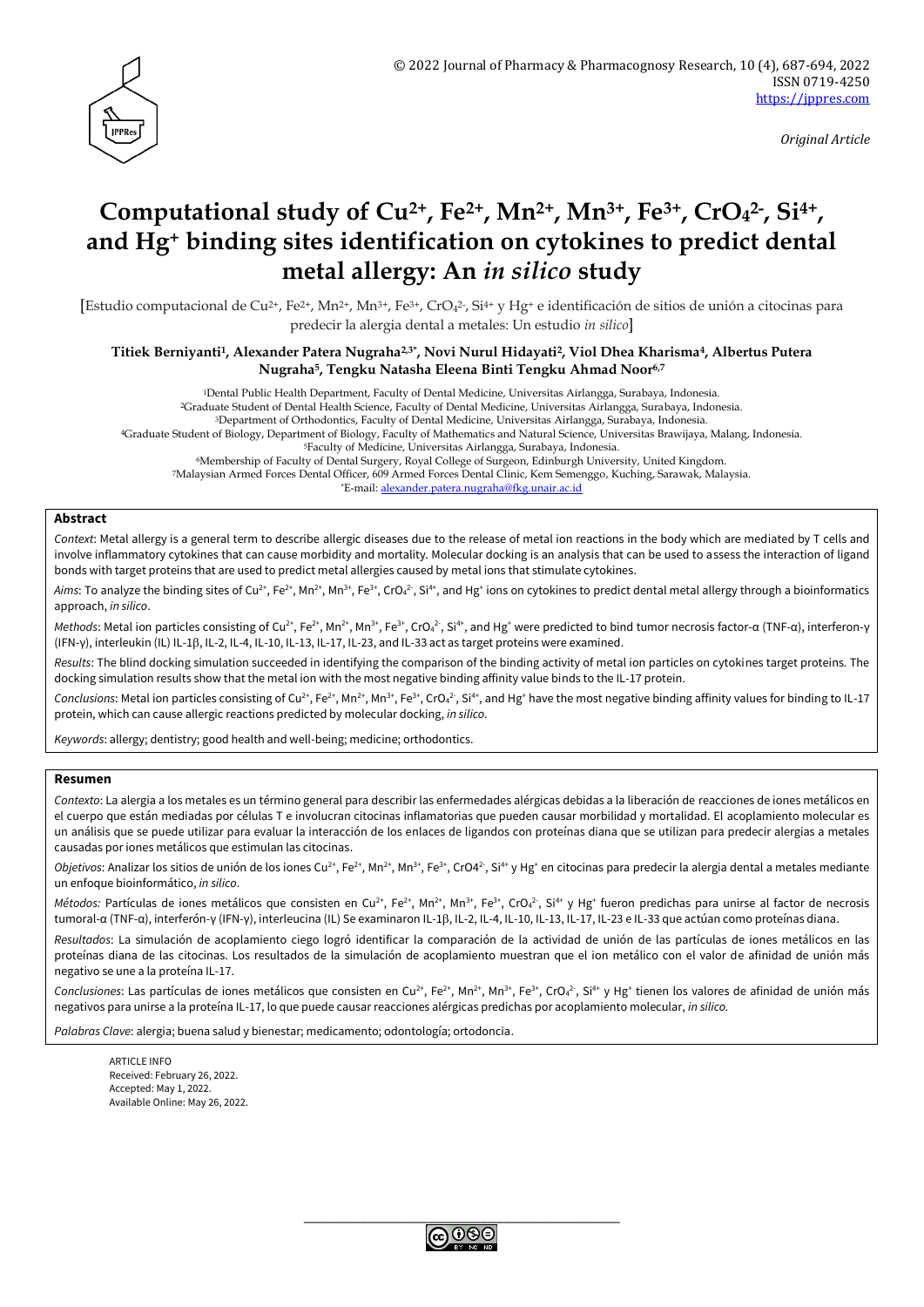Original Article

# Computational study of $Cu^{2+}$, $Fe^{2+}$, $Mn^{2+}$, $Mn^{3+}$, $Fe^{3+}$, $CrO_4^{2-}$, $Si^{4+}$, and $Hg^{+}$ binding sites identification on cytokines to predict dental metal allergy: An *in silico* study

[Estudio computacional de $Cu^{2+}$, $Fe^{2+}$, $Mn^{2+}$, $Mn^{3+}$, $Fe^{3+}$, $CrO_4^{2-}$, $Si^{4+}$ y $Hg^{+}$ e identificación de sitios de unión a citocinas para predecir la alergia dental a metales: Un estudio *in silico*]

**Titiek Berniyanti[1], Alexander Patera Nugraha[2,3*], Novi Nurul Hidayati[2], Viol Dhea Kharisma[4], Albertus Putera Nugraha[5], Tengku Natasha Eleena Binti Tengku Ahmad Noor[6,7]**

[1]Dental Public Health Department, Faculty of Dental Medicine, Universitas Airlangga, Surabaya, Indonesia.
[2]Graduate Student of Dental Health Science, Faculty of Dental Medicine, Universitas Airlangga, Surabaya, Indonesia.
[3]Department of Orthodontics, Faculty of Dental Medicine, Universitas Airlangga, Surabaya, Indonesia.
[4]Graduate Student of Biology, Department of Biology, Faculty of Mathematics and Natural Science, Universitas Brawijaya, Malang, Indonesia.
[5]Faculty of Medicine, Universitas Airlangga, Surabaya, Indonesia.
[6]Membership of Faculty of Dental Surgery, Royal College of Surgeon, Edinburgh University, United Kingdom.
[7]Malaysian Armed Forces Dental Officer, 609 Armed Forces Dental Clinic, Kem Semenggo, Kuching, Sarawak, Malaysia.
*E-mail: alexander.patera.nugraha@fkg.unair.ac.id

## Abstract

*Context*: Metal allergy is a general term to describe allergic diseases due to the release of metal ion reactions in the body which are mediated by T cells and involve inflammatory cytokines that can cause morbidity and mortality. Molecular docking is an analysis that can be used to assess the interaction of ligand bonds with target proteins that are used to predict metal allergies caused by metal ions that stimulate cytokines.

*Aims*: To analyze the binding sites of $Cu^{2+}$, $Fe^{2+}$, $Mn^{2+}$, $Mn^{3+}$, $Fe^{3+}$, $CrO_4^{2-}$, $Si^{4+}$, and $Hg^{+}$ ions on cytokines to predict dental metal allergy through a bioinformatics approach, *in silico*.

*Methods*: Metal ion particles consisting of $Cu^{2+}$, $Fe^{2+}$, $Mn^{2+}$, $Mn^{3+}$, $Fe^{3+}$, $CrO_4^{2-}$, $Si^{4+}$, and $Hg^{+}$ were predicted to bind tumor necrosis factor-α (TNF-α), interferon-γ (IFN-γ), interleukin (IL) IL-1β, IL-2, IL-4, IL-10, IL-13, IL-17, IL-23, and IL-33 act as target proteins were examined.

*Results*: The blind docking simulation succeeded in identifying the comparison of the binding activity of metal ion particles on cytokines target proteins. The docking simulation results show that the metal ion with the most negative binding affinity value binds to the IL-17 protein.

*Conclusions*: Metal ion particles consisting of $Cu^{2+}$, $Fe^{2+}$, $Mn^{2+}$, $Mn^{3+}$, $Fe^{3+}$, $CrO_4^{2-}$, $Si^{4+}$, and $Hg^{+}$ have the most negative binding affinity values for binding to IL-17 protein, which can cause allergic reactions predicted by molecular docking, *in silico*.

*Keywords*: allergy; dentistry; good health and well-being; medicine; orthodontics.

## Resumen

*Contexto*: La alergia a los metales es un término general para describir las enfermedades alérgicas debidas a la liberación de reacciones de iones metálicos en el cuerpo que están mediadas por células T e involucran citocinas inflamatorias que pueden causar morbilidad y mortalidad. El acoplamiento molecular es un análisis que se puede utilizar para evaluar la interacción de los enlaces de ligandos con proteínas diana que se utilizan para predecir alergias a metales causadas por iones metálicos que estimulan las citocinas.

*Objetivos*: Analizar los sitios de unión de los iones $Cu^{2+}$, $Fe^{2+}$, $Mn^{2+}$, $Mn^{3+}$, $Fe^{3+}$, $CrO4^{2-}$, $Si^{4+}$ y $Hg^{+}$ en citocinas para predecir la alergia dental a metales mediante un enfoque bioinformático, *in silico*.

*Métodos:* Partículas de iones metálicos que consisten en $Cu^{2+}$, $Fe^{2+}$, $Mn^{2+}$, $Mn^{3+}$, $Fe^{3+}$, $CrO_4^{2-}$, $Si^{4+}$ y $Hg^{+}$ fueron predichas para unirse al factor de necrosis tumoral-α (TNF-α), interferón-γ (IFN-γ), interleucina (IL) Se examinaron IL-1β, IL-2, IL-4, IL-10, IL-13, IL-17, IL-23 e IL-33 que actúan como proteínas diana.

*Resultados*: La simulación de acoplamiento ciego logró identificar la comparación de la actividad de unión de las partículas de iones metálicos en las proteínas diana de las citocinas. Los resultados de la simulación de acoplamiento muestran que el ion metálico con el valor de afinidad de unión más negativo se une a la proteína IL-17.

*Conclusiones*: Las partículas de iones metálicos que consisten en $Cu^{2+}$, $Fe^{2+}$, $Mn^{2+}$, $Mn^{3+}$, $Fe^{3+}$, $CrO_4^{2-}$, $Si^{4+}$ y $Hg^{+}$ tienen los valores de afinidad de unión más negativos para unirse a la proteína IL-17, lo que puede causar reacciones alérgicas predichas por acoplamiento molecular, *in silico.*

*Palabras Clave*: alergia; buena salud y bienestar; medicamento; odontología; ortodoncia.

ARTICLE INFO
Received: February 26, 2022.
Accepted: May 1, 2022.
Available Online: May 26, 2022.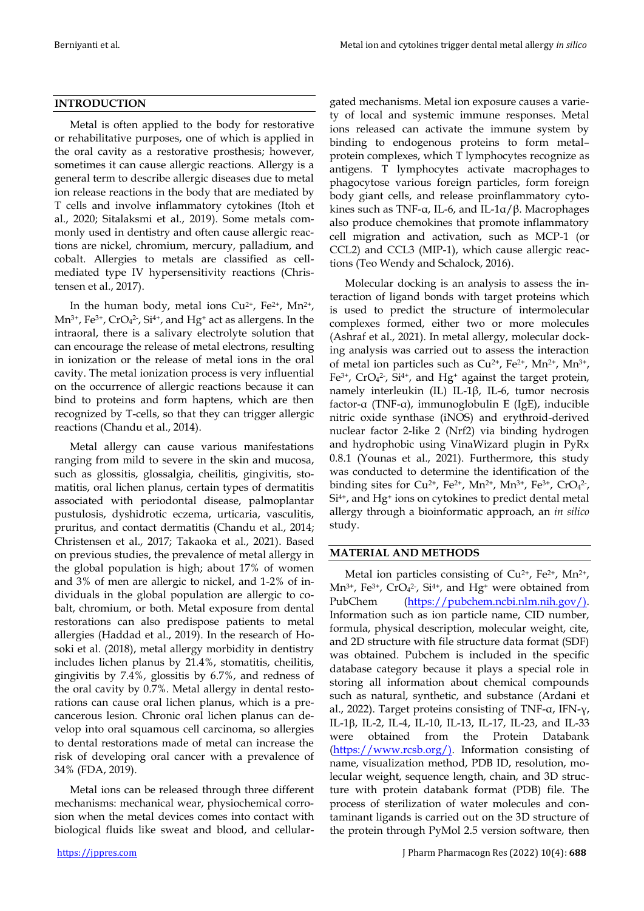## INTRODUCTION

Metal is often applied to the body for restorative or rehabilitative purposes, one of which is applied in the oral cavity as a restorative prosthesis; however, sometimes it can cause allergic reactions. Allergy is a general term to describe allergic diseases due to metal ion release reactions in the body that are mediated by T cells and involve inflammatory cytokines (Itoh et al., 2020; Sitalaksmi et al., 2019). Some metals commonly used in dentistry and often cause allergic reactions are nickel, chromium, mercury, palladium, and cobalt. Allergies to metals are classified as cell-mediated type IV hypersensitivity reactions (Christensen et al., 2017).

In the human body, metal ions $Cu^{2+}$, $Fe^{2+}$, $Mn^{2+}$, $Mn^{3+}$, $Fe^{3+}$, $CrO_4^{2-}$, $Si^{4+}$, and $Hg^{+}$ act as allergens. In the intraoral, there is a salivary electrolyte solution that can encourage the release of metal electrons, resulting in ionization or the release of metal ions in the oral cavity. The metal ionization process is very influential on the occurrence of allergic reactions because it can bind to proteins and form haptens, which are then recognized by T-cells, so that they can trigger allergic reactions (Chandu et al., 2014).

Metal allergy can cause various manifestations ranging from mild to severe in the skin and mucosa, such as glossitis, glossalgia, cheilitis, gingivitis, stomatitis, oral lichen planus, certain types of dermatitis associated with periodontal disease, palmoplantar pustulosis, dyshidrotic eczema, urticaria, vasculitis, pruritus, and contact dermatitis (Chandu et al., 2014; Christensen et al., 2017; Takaoka et al., 2021). Based on previous studies, the prevalence of metal allergy in the global population is high; about 17% of women and 3% of men are allergic to nickel, and 1-2% of individuals in the global population are allergic to cobalt, chromium, or both. Metal exposure from dental restorations can also predispose patients to metal allergies (Haddad et al., 2019). In the research of Hosoki et al. (2018), metal allergy morbidity in dentistry includes lichen planus by 21.4%, stomatitis, cheilitis, gingivitis by 7.4%, glossitis by 6.7%, and redness of the oral cavity by 0.7%. Metal allergy in dental restorations can cause oral lichen planus, which is a precancerous lesion. Chronic oral lichen planus can develop into oral squamous cell carcinoma, so allergies to dental restorations made of metal can increase the risk of developing oral cancer with a prevalence of 34% (FDA, 2019).

Metal ions can be released through three different mechanisms: mechanical wear, physiochemical corrosion when the metal devices comes into contact with biological fluids like sweat and blood, and cellular-gated mechanisms. Metal ion exposure causes a variety of local and systemic immune responses. Metal ions released can activate the immune system by binding to endogenous proteins to form metal–protein complexes, which T lymphocytes recognize as antigens. T lymphocytes activate macrophages to phagocytose various foreign particles, form foreign body giant cells, and release proinflammatory cytokines such as TNF-α, IL-6, and IL-1α/β. Macrophages also produce chemokines that promote inflammatory cell migration and activation, such as MCP-1 (or CCL2) and CCL3 (MIP-1), which cause allergic reactions (Teo Wendy and Schalock, 2016).

Molecular docking is an analysis to assess the interaction of ligand bonds with target proteins which is used to predict the structure of intermolecular complexes formed, either two or more molecules (Ashraf et al., 2021). In metal allergy, molecular docking analysis was carried out to assess the interaction of metal ion particles such as $Cu^{2+}$, $Fe^{2+}$, $Mn^{2+}$, $Mn^{3+}$, $Fe^{3+}$, $CrO_4^{2-}$, $Si^{4+}$, and $Hg^{+}$ against the target protein, namely interleukin (IL) IL-1β, IL-6, tumor necrosis factor-α (TNF-α), immunoglobulin E (IgE), inducible nitric oxide synthase (iNOS) and erythroid-derived nuclear factor 2-like 2 (Nrf2) via binding hydrogen and hydrophobic using VinaWizard plugin in PyRx 0.8.1 (Younas et al., 2021). Furthermore, this study was conducted to determine the identification of the binding sites for $Cu^{2+}$, $Fe^{2+}$, $Mn^{2+}$, $Mn^{3+}$, $Fe^{3+}$, $CrO_4^{2-}$, $Si^{4+}$, and $Hg^{+}$ ions on cytokines to predict dental metal allergy through a bioinformatic approach, an *in silico* study.

## MATERIAL AND METHODS

Metal ion particles consisting of $Cu^{2+}$, $Fe^{2+}$, $Mn^{2+}$, $Mn^{3+}$, $Fe^{3+}$, $CrO_4^{2-}$, $Si^{4+}$, and $Hg^{+}$ were obtained from PubChem (https://pubchem.ncbi.nlm.nih.gov/). Information such as ion particle name, CID number, formula, physical description, molecular weight, cite, and 2D structure with file structure data format (SDF) was obtained. Pubchem is included in the specific database category because it plays a special role in storing all information about chemical compounds such as natural, synthetic, and substance (Ardani et al., 2022). Target proteins consisting of TNF-α, IFN-γ, IL-1β, IL-2, IL-4, IL-10, IL-13, IL-17, IL-23, and IL-33 were obtained from the Protein Databank (https://www.rcsb.org/). Information consisting of name, visualization method, PDB ID, resolution, molecular weight, sequence length, chain, and 3D structure with protein databank format (PDB) file. The process of sterilization of water molecules and contaminant ligands is carried out on the 3D structure of the protein through PyMol 2.5 version software, then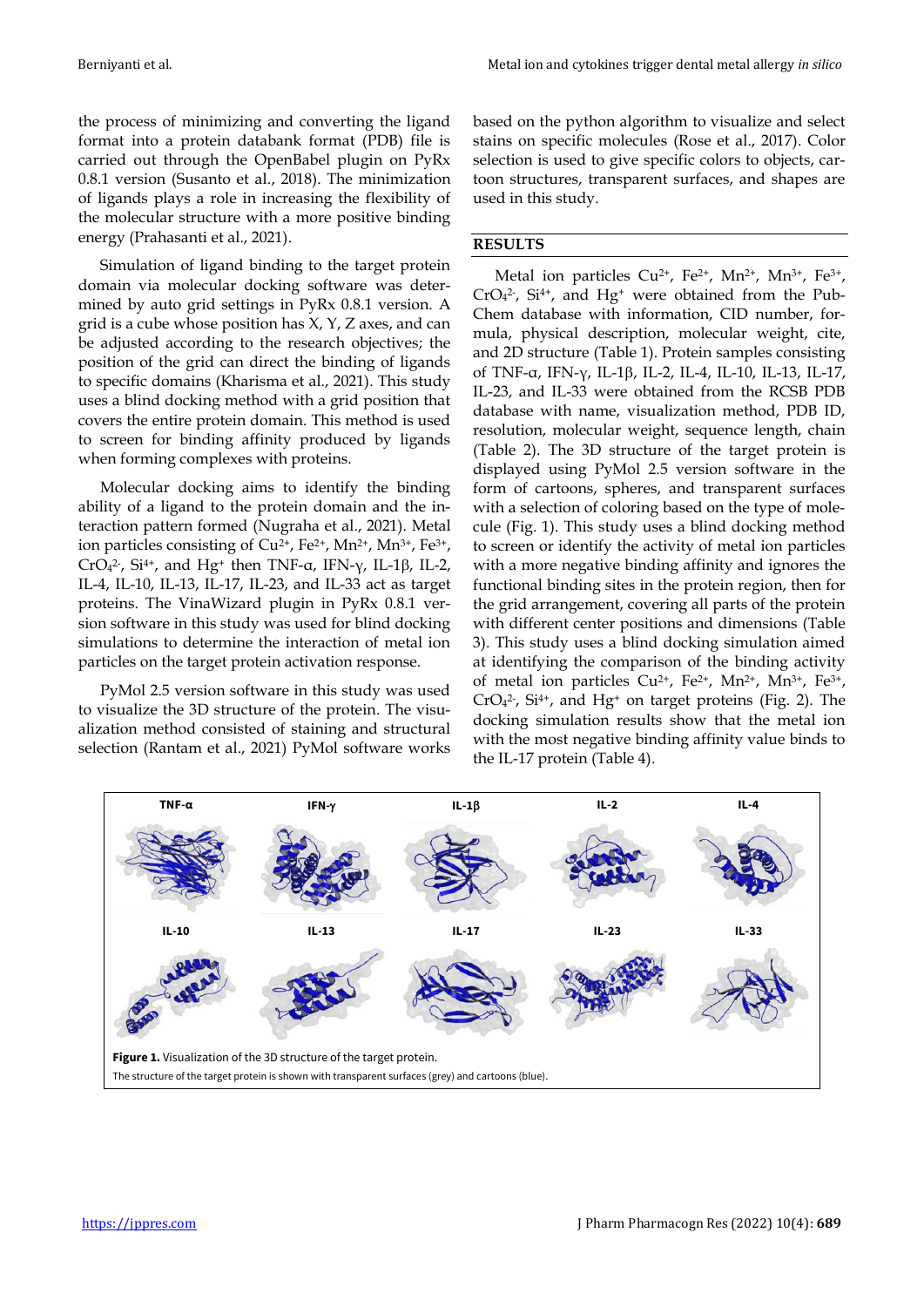the process of minimizing and converting the ligand format into a protein databank format (PDB) file is carried out through the OpenBabel plugin on PyRx 0.8.1 version (Susanto et al., 2018). The minimization of ligands plays a role in increasing the flexibility of the molecular structure with a more positive binding energy (Prahasanti et al., 2021).

Simulation of ligand binding to the target protein domain via molecular docking software was determined by auto grid settings in PyRx 0.8.1 version. A grid is a cube whose position has X, Y, Z axes, and can be adjusted according to the research objectives; the position of the grid can direct the binding of ligands to specific domains (Kharisma et al., 2021). This study uses a blind docking method with a grid position that covers the entire protein domain. This method is used to screen for binding affinity produced by ligands when forming complexes with proteins.

Molecular docking aims to identify the binding ability of a ligand to the protein domain and the interaction pattern formed (Nugraha et al., 2021). Metal ion particles consisting of $Cu^{2+}$, $Fe^{2+}$, $Mn^{2+}$, $Mn^{3+}$, $Fe^{3+}$, $CrO_4^{2-}$, $Si^{4+}$, and $Hg^{+}$ then TNF-α, IFN-γ, IL-1β, IL-2, IL-4, IL-10, IL-13, IL-17, IL-23, and IL-33 act as target proteins. The VinaWizard plugin in PyRx 0.8.1 version software in this study was used for blind docking simulations to determine the interaction of metal ion particles on the target protein activation response.

PyMol 2.5 version software in this study was used to visualize the 3D structure of the protein. The visualization method consisted of staining and structural selection (Rantam et al., 2021) PyMol software works based on the python algorithm to visualize and select stains on specific molecules (Rose et al., 2017). Color selection is used to give specific colors to objects, cartoon structures, transparent surfaces, and shapes are used in this study.

## RESULTS

Metal ion particles $Cu^{2+}$, $Fe^{2+}$, $Mn^{2+}$, $Mn^{3+}$, $Fe^{3+}$, $CrO_4^{2-}$, $Si^{4+}$, and $Hg^{+}$ were obtained from the PubChem database with information, CID number, formula, physical description, molecular weight, cite, and 2D structure (Table 1). Protein samples consisting of TNF-α, IFN-γ, IL-1β, IL-2, IL-4, IL-10, IL-13, IL-17, IL-23, and IL-33 were obtained from the RCSB PDB database with name, visualization method, PDB ID, resolution, molecular weight, sequence length, chain (Table 2). The 3D structure of the target protein is displayed using PyMol 2.5 version software in the form of cartoons, spheres, and transparent surfaces with a selection of coloring based on the type of molecule (Fig. 1). This study uses a blind docking method to screen or identify the activity of metal ion particles with a more negative binding affinity and ignores the functional binding sites in the protein region, then for the grid arrangement, covering all parts of the protein with different center positions and dimensions (Table 3). This study uses a blind docking simulation aimed at identifying the comparison of the binding activity of metal ion particles $Cu^{2+}$, $Fe^{2+}$, $Mn^{2+}$, $Mn^{3+}$, $Fe^{3+}$, $CrO_4^{2-}$, $Si^{4+}$, and $Hg^{+}$ on target proteins (Fig. 2). The docking simulation results show that the metal ion with the most negative binding affinity value binds to the IL-17 protein (Table 4).

**Figure 1.** Visualization of the 3D structure of the target protein.

The structure of the target protein is shown with transparent surfaces (grey) and cartoons (blue).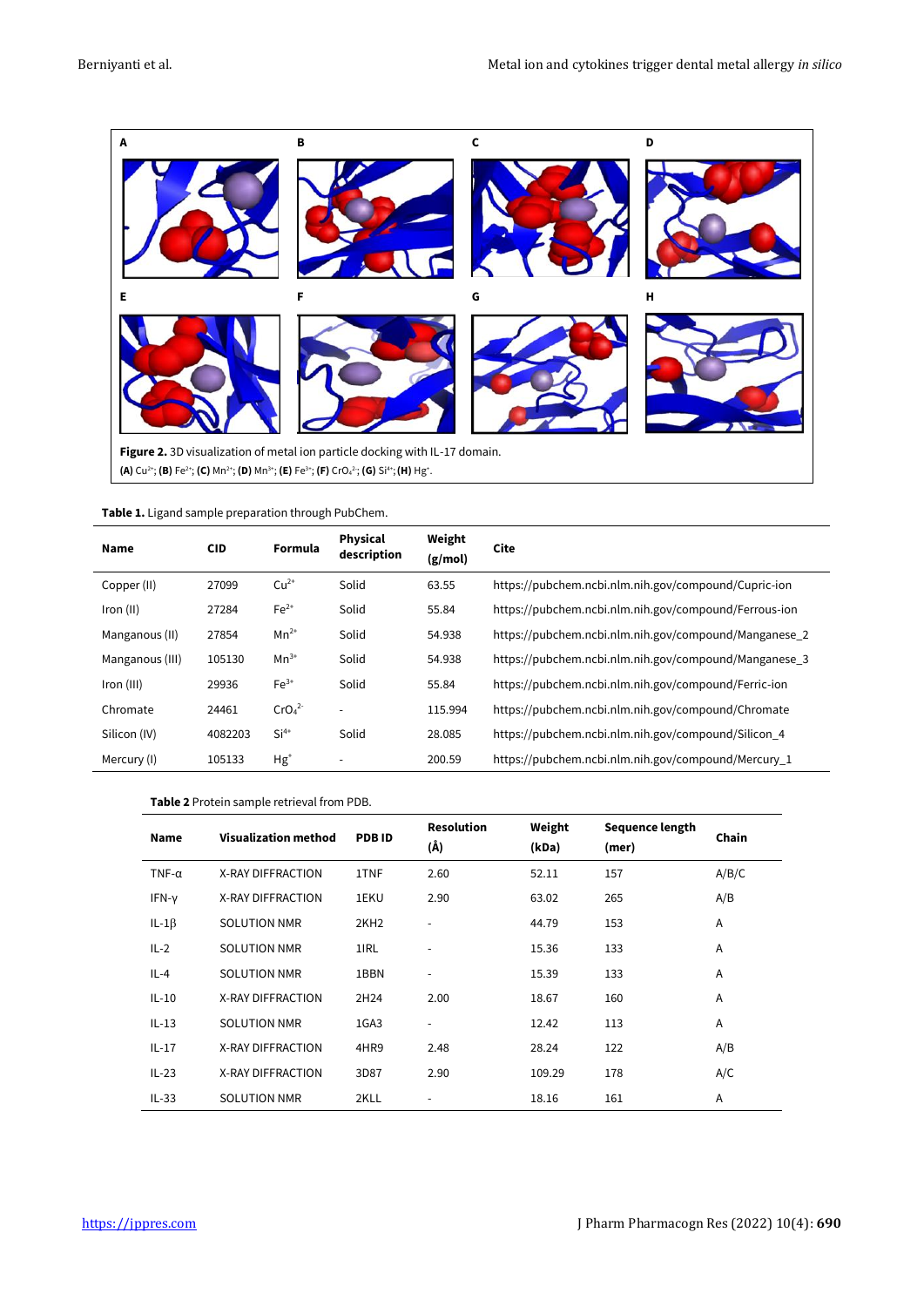**Figure 2.** 3D visualization of metal ion particle docking with IL-17 domain.
**(A)** $Cu^{2+}$; **(B)** $Fe^{2+}$; **(C)** $Mn^{2+}$; **(D)** $Mn^{3+}$; **(E)** $Fe^{3+}$; **(F)** $CrO_4^{2-}$; **(G)** $Si^{4+}$; **(H)** $Hg^{+}$.

**Table 1.** Ligand sample preparation through PubChem.

| Name | CID | Formula | Physical description | Weight (g/mol) | Cite |
|---|---|---|---|---|---|
| Copper (II) | 27099 | $Cu^{2+}$ | Solid | 63.55 | https://pubchem.ncbi.nlm.nih.gov/compound/Cupric-ion |
| Iron (II) | 27284 | $Fe^{2+}$ | Solid | 55.84 | https://pubchem.ncbi.nlm.nih.gov/compound/Ferrous-ion |
| Manganous (II) | 27854 | $Mn^{2+}$ | Solid | 54.938 | https://pubchem.ncbi.nlm.nih.gov/compound/Manganese_2 |
| Manganous (III) | 105130 | $Mn^{3+}$ | Solid | 54.938 | https://pubchem.ncbi.nlm.nih.gov/compound/Manganese_3 |
| Iron (III) | 29936 | $Fe^{3+}$ | Solid | 55.84 | https://pubchem.ncbi.nlm.nih.gov/compound/Ferric-ion |
| Chromate | 24461 | $CrO_4^{2-}$ | - | 115.994 | https://pubchem.ncbi.nlm.nih.gov/compound/Chromate |
| Silicon (IV) | 4082203 | $Si^{4+}$ | Solid | 28.085 | https://pubchem.ncbi.nlm.nih.gov/compound/Silicon_4 |
| Mercury (I) | 105133 | $Hg^{+}$ | - | 200.59 | https://pubchem.ncbi.nlm.nih.gov/compound/Mercury_1 |

**Table 2** Protein sample retrieval from PDB.

| Name | Visualization method | PDB ID | Resolution (Å) | Weight (kDa) | Sequence length (mer) | Chain |
|---|---|---|---|---|---|---|
| TNF-α | X-RAY DIFFRACTION | 1TNF | 2.60 | 52.11 | 157 | A/B/C |
| IFN-γ | X-RAY DIFFRACTION | 1EKU | 2.90 | 63.02 | 265 | A/B |
| IL-1β | SOLUTION NMR | 2KH2 | - | 44.79 | 153 | A |
| IL-2 | SOLUTION NMR | 1IRL | - | 15.36 | 133 | A |
| IL-4 | SOLUTION NMR | 1BBN | - | 15.39 | 133 | A |
| IL-10 | X-RAY DIFFRACTION | 2H24 | 2.00 | 18.67 | 160 | A |
| IL-13 | SOLUTION NMR | 1GA3 | - | 12.42 | 113 | A |
| IL-17 | X-RAY DIFFRACTION | 4HR9 | 2.48 | 28.24 | 122 | A/B |
| IL-23 | X-RAY DIFFRACTION | 3D87 | 2.90 | 109.29 | 178 | A/C |
| IL-33 | SOLUTION NMR | 2KLL | - | 18.16 | 161 | A |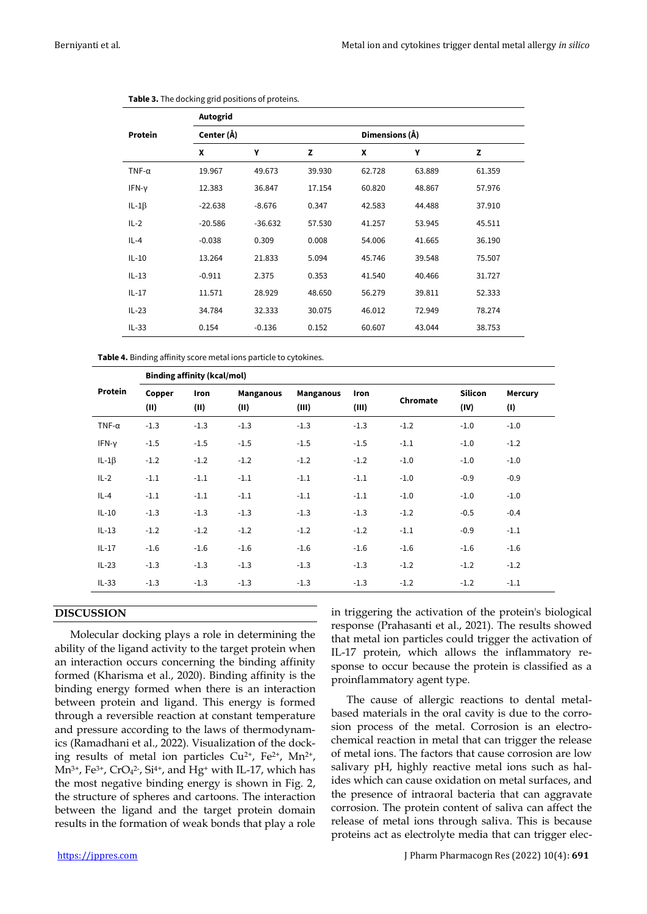**Table 3.** The docking grid positions of proteins.

| Protein | Autogrid | | | | | |
|---|---|---|---|---|---|---|
| | Center (Å) | | | Dimensions (Å) | | |
| | X | Y | Z | X | Y | Z |
| TNF-α | 19.967 | 49.673 | 39.930 | 62.728 | 63.889 | 61.359 |
| IFN-γ | 12.383 | 36.847 | 17.154 | 60.820 | 48.867 | 57.976 |
| IL-1β | -22.638 | -8.676 | 0.347 | 42.583 | 44.488 | 37.910 |
| IL-2 | -20.586 | -36.632 | 57.530 | 41.257 | 53.945 | 45.511 |
| IL-4 | -0.038 | 0.309 | 0.008 | 54.006 | 41.665 | 36.190 |
| IL-10 | 13.264 | 21.833 | 5.094 | 45.746 | 39.548 | 75.507 |
| IL-13 | -0.911 | 2.375 | 0.353 | 41.540 | 40.466 | 31.727 |
| IL-17 | 11.571 | 28.929 | 48.650 | 56.279 | 39.811 | 52.333 |
| IL-23 | 34.784 | 32.333 | 30.075 | 46.012 | 72.949 | 78.274 |
| IL-33 | 0.154 | -0.136 | 0.152 | 60.607 | 43.044 | 38.753 |

**Table 4.** Binding affinity score metal ions particle to cytokines.

| Protein | Binding affinity (kcal/mol) | | | | | | | |
|---|---|---|---|---|---|---|---|---|
| | Copper (II) | Iron (II) | Manganous (II) | Manganous (III) | Iron (III) | Chromate | Silicon (IV) | Mercury (I) |
| TNF-α | -1.3 | -1.3 | -1.3 | -1.3 | -1.3 | -1.2 | -1.0 | -1.0 |
| IFN-γ | -1.5 | -1.5 | -1.5 | -1.5 | -1.5 | -1.1 | -1.0 | -1.2 |
| IL-1β | -1.2 | -1.2 | -1.2 | -1.2 | -1.2 | -1.0 | -1.0 | -1.0 |
| IL-2 | -1.1 | -1.1 | -1.1 | -1.1 | -1.1 | -1.0 | -0.9 | -0.9 |
| IL-4 | -1.1 | -1.1 | -1.1 | -1.1 | -1.1 | -1.0 | -1.0 | -1.0 |
| IL-10 | -1.3 | -1.3 | -1.3 | -1.3 | -1.3 | -1.2 | -0.5 | -0.4 |
| IL-13 | -1.2 | -1.2 | -1.2 | -1.2 | -1.2 | -1.1 | -0.9 | -1.1 |
| IL-17 | -1.6 | -1.6 | -1.6 | -1.6 | -1.6 | -1.6 | -1.6 | -1.6 |
| IL-23 | -1.3 | -1.3 | -1.3 | -1.3 | -1.3 | -1.2 | -1.2 | -1.2 |
| IL-33 | -1.3 | -1.3 | -1.3 | -1.3 | -1.3 | -1.2 | -1.2 | -1.1 |

## DISCUSSION

Molecular docking plays a role in determining the ability of the ligand activity to the target protein when an interaction occurs concerning the binding affinity formed (Kharisma et al., 2020). Binding affinity is the binding energy formed when there is an interaction between protein and ligand. This energy is formed through a reversible reaction at constant temperature and pressure according to the laws of thermodynamics (Ramadhani et al., 2022). Visualization of the docking results of metal ion particles $Cu^{2+}$, $Fe^{2+}$, $Mn^{2+}$, $Mn^{3+}$, $Fe^{3+}$, $CrO_4^{2-}$, $Si^{4+}$, and $Hg^{+}$ with IL-17, which has the most negative binding energy is shown in Fig. 2, the structure of spheres and cartoons. The interaction between the ligand and the target protein domain results in the formation of weak bonds that play a role in triggering the activation of the protein's biological response (Prahasanti et al., 2021). The results showed that metal ion particles could trigger the activation of IL-17 protein, which allows the inflammatory response to occur because the protein is classified as a proinflammatory agent type.

The cause of allergic reactions to dental metal-based materials in the oral cavity is due to the corrosion process of the metal. Corrosion is an electrochemical reaction in metal that can trigger the release of metal ions. The factors that cause corrosion are low salivary pH, highly reactive metal ions such as halides which can cause oxidation on metal surfaces, and the presence of intraoral bacteria that can aggravate corrosion. The protein content of saliva can affect the release of metal ions through saliva. This is because proteins act as electrolyte media that can trigger elec-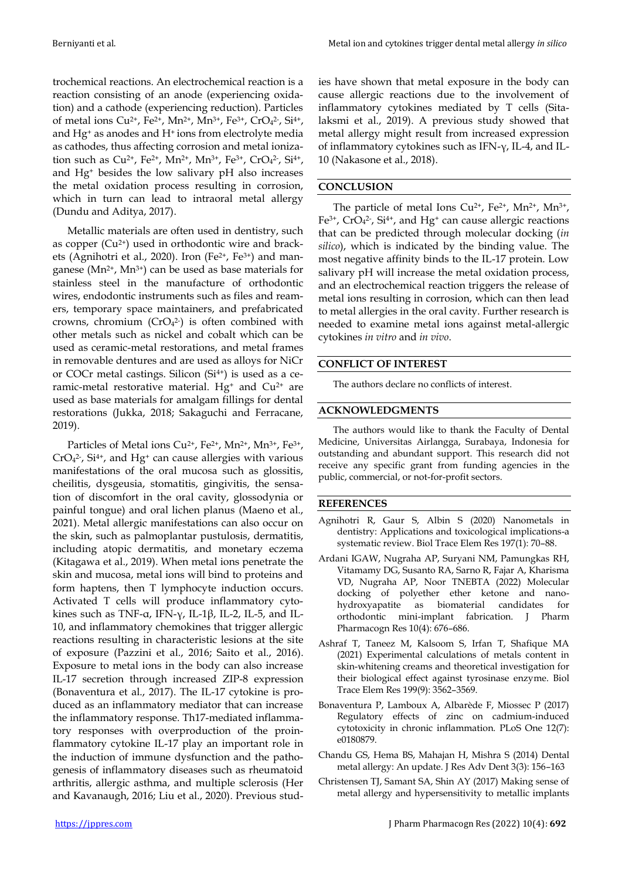trochemical reactions. An electrochemical reaction is a reaction consisting of an anode (experiencing oxidation) and a cathode (experiencing reduction). Particles of metal ions $Cu^{2+}$, $Fe^{2+}$, $Mn^{2+}$, $Mn^{3+}$, $Fe^{3+}$, $CrO_4^{2-}$, $Si^{4+}$, and $Hg^{+}$ as anodes and $H^{+}$ ions from electrolyte media as cathodes, thus affecting corrosion and metal ionization such as $Cu^{2+}$, $Fe^{2+}$, $Mn^{2+}$, $Mn^{3+}$, $Fe^{3+}$, $CrO_4^{2-}$, $Si^{4+}$, and $Hg^{+}$ besides the low salivary pH also increases the metal oxidation process resulting in corrosion, which in turn can lead to intraoral metal allergy (Dundu and Aditya, 2017).

Metallic materials are often used in dentistry, such as copper ($Cu^{2+}$) used in orthodontic wire and brackets (Agnihotri et al., 2020). Iron ($Fe^{2+}$, $Fe^{3+}$) and manganese ($Mn^{2+}$, $Mn^{3+}$) can be used as base materials for stainless steel in the manufacture of orthodontic wires, endodontic instruments such as files and reamers, temporary space maintainers, and prefabricated crowns, chromium ($CrO_4^{2-}$) is often combined with other metals such as nickel and cobalt which can be used as ceramic-metal restorations, and metal frames in removable dentures and are used as alloys for NiCr or COCr metal castings. Silicon ($Si^{4+}$) is used as a ceramic-metal restorative material. $Hg^{+}$ and $Cu^{2+}$ are used as base materials for amalgam fillings for dental restorations (Jukka, 2018; Sakaguchi and Ferracane, 2019).

Particles of Metal ions $Cu^{2+}$, $Fe^{2+}$, $Mn^{2+}$, $Mn^{3+}$, $Fe^{3+}$, $CrO_4^{2-}$, $Si^{4+}$, and $Hg^{+}$ can cause allergies with various manifestations of the oral mucosa such as glossitis, cheilitis, dysgeusia, stomatitis, gingivitis, the sensation of discomfort in the oral cavity, glossodynia or painful tongue) and oral lichen planus (Maeno et al., 2021). Metal allergic manifestations can also occur on the skin, such as palmoplantar pustulosis, dermatitis, including atopic dermatitis, and monetary eczema (Kitagawa et al., 2019). When metal ions penetrate the skin and mucosa, metal ions will bind to proteins and form haptens, then T lymphocyte induction occurs. Activated T cells will produce inflammatory cytokines such as TNF-α, IFN-γ, IL-1β, IL-2, IL-5, and IL-10, and inflammatory chemokines that trigger allergic reactions resulting in characteristic lesions at the site of exposure (Pazzini et al., 2016; Saito et al., 2016). Exposure to metal ions in the body can also increase IL-17 secretion through increased ZIP-8 expression (Bonaventura et al., 2017). The IL-17 cytokine is produced as an inflammatory mediator that can increase the inflammatory response. Th17-mediated inflammatory responses with overproduction of the proinflammatory cytokine IL-17 play an important role in the induction of immune dysfunction and the pathogenesis of inflammatory diseases such as rheumatoid arthritis, allergic asthma, and multiple sclerosis (Her and Kavanaugh, 2016; Liu et al., 2020). Previous studies have shown that metal exposure in the body can cause allergic reactions due to the involvement of inflammatory cytokines mediated by T cells (Sitalaksmi et al., 2019). A previous study showed that metal allergy might result from increased expression of inflammatory cytokines such as IFN-γ, IL-4, and IL-10 (Nakasone et al., 2018).

## CONCLUSION

The particle of metal Ions $Cu^{2+}$, $Fe^{2+}$, $Mn^{2+}$, $Mn^{3+}$, $Fe^{3+}$, $CrO_4^{2-}$, $Si^{4+}$, and $Hg^{+}$ can cause allergic reactions that can be predicted through molecular docking (*in silico*), which is indicated by the binding value. The most negative affinity binds to the IL-17 protein. Low salivary pH will increase the metal oxidation process, and an electrochemical reaction triggers the release of metal ions resulting in corrosion, which can then lead to metal allergies in the oral cavity. Further research is needed to examine metal ions against metal-allergic cytokines *in vitro* and *in vivo*.

## CONFLICT OF INTEREST

The authors declare no conflicts of interest.

## ACKNOWLEDGMENTS

The authors would like to thank the Faculty of Dental Medicine, Universitas Airlangga, Surabaya, Indonesia for outstanding and abundant support. This research did not receive any specific grant from funding agencies in the public, commercial, or not-for-profit sectors.

## REFERENCES

Agnihotri R, Gaur S, Albin S (2020) Nanometals in dentistry: Applications and toxicological implications-a systematic review. Biol Trace Elem Res 197(1): 70–88.

Ardani IGAW, Nugraha AP, Suryani NM, Pamungkas RH, Vitamamy DG, Susanto RA, Sarno R, Fajar A, Kharisma VD, Nugraha AP, Noor TNEBTA (2022) Molecular docking of polyether ether ketone and nano-hydroxyapatite as biomaterial candidates for orthodontic mini-implant fabrication. J Pharm Pharmacogn Res 10(4): 676–686.

Ashraf T, Taneez M, Kalsoom S, Irfan T, Shafique MA (2021) Experimental calculations of metals content in skin-whitening creams and theoretical investigation for their biological effect against tyrosinase enzyme. Biol Trace Elem Res 199(9): 3562–3569.

Bonaventura P, Lamboux A, Albarède F, Miossec P (2017) Regulatory effects of zinc on cadmium-induced cytotoxicity in chronic inflammation. PLoS One 12(7): e0180879.

Chandu GS, Hema BS, Mahajan H, Mishra S (2014) Dental metal allergy: An update. J Res Adv Dent 3(3): 156–163

Christensen TJ, Samant SA, Shin AY (2017) Making sense of metal allergy and hypersensitivity to metallic implants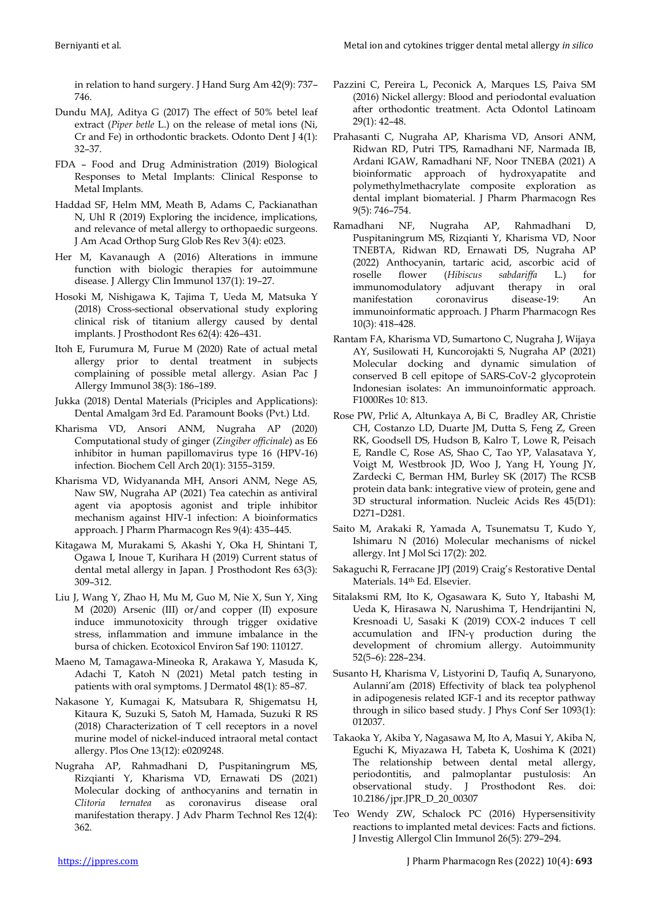in relation to hand surgery. J Hand Surg Am 42(9): 737–746.

Dundu MAJ, Aditya G (2017) The effect of 50% betel leaf extract (*Piper betle* L.) on the release of metal ions (Ni, Cr and Fe) in orthodontic brackets. Odonto Dent J 4(1): 32–37.

FDA – Food and Drug Administration (2019) Biological Responses to Metal Implants: Clinical Response to Metal Implants.

Haddad SF, Helm MM, Meath B, Adams C, Packianathan N, Uhl R (2019) Exploring the incidence, implications, and relevance of metal allergy to orthopaedic surgeons. J Am Acad Orthop Surg Glob Res Rev 3(4): e023.

Her M, Kavanaugh A (2016) Alterations in immune function with biologic therapies for autoimmune disease. J Allergy Clin Immunol 137(1): 19–27.

Hosoki M, Nishigawa K, Tajima T, Ueda M, Matsuka Y (2018) Cross-sectional observational study exploring clinical risk of titanium allergy caused by dental implants. J Prosthodont Res 62(4): 426–431.

Itoh E, Furumura M, Furue M (2020) Rate of actual metal allergy prior to dental treatment in subjects complaining of possible metal allergy. Asian Pac J Allergy Immunol 38(3): 186–189.

Jukka (2018) Dental Materials (Priciples and Applications): Dental Amalgam 3rd Ed. Paramount Books (Pvt.) Ltd.

Kharisma VD, Ansori ANM, Nugraha AP (2020) Computational study of ginger (*Zingiber officinale*) as E6 inhibitor in human papillomavirus type 16 (HPV-16) infection. Biochem Cell Arch 20(1): 3155–3159.

Kharisma VD, Widyananda MH, Ansori ANM, Nege AS, Naw SW, Nugraha AP (2021) Tea catechin as antiviral agent via apoptosis agonist and triple inhibitor mechanism against HIV-1 infection: A bioinformatics approach. J Pharm Pharmacogn Res 9(4): 435–445.

Kitagawa M, Murakami S, Akashi Y, Oka H, Shintani T, Ogawa I, Inoue T, Kurihara H (2019) Current status of dental metal allergy in Japan. J Prosthodont Res 63(3): 309–312.

Liu J, Wang Y, Zhao H, Mu M, Guo M, Nie X, Sun Y, Xing M (2020) Arsenic (III) or/and copper (II) exposure induce immunotoxicity through trigger oxidative stress, inflammation and immune imbalance in the bursa of chicken. Ecotoxicol Environ Saf 190: 110127.

Maeno M, Tamagawa-Mineoka R, Arakawa Y, Masuda K, Adachi T, Katoh N (2021) Metal patch testing in patients with oral symptoms. J Dermatol 48(1): 85–87.

Nakasone Y, Kumagai K, Matsubara R, Shigematsu H, Kitaura K, Suzuki S, Satoh M, Hamada, Suzuki R RS (2018) Characterization of T cell receptors in a novel murine model of nickel-induced intraoral metal contact allergy. Plos One 13(12): e0209248.

Nugraha AP, Rahmadhani D, Puspitaningrum MS, Rizqianti Y, Kharisma VD, Ernawati DS (2021) Molecular docking of anthocyanins and ternatin in *Clitoria ternatea* as coronavirus disease oral manifestation therapy. J Adv Pharm Technol Res 12(4): 362.

Pazzini C, Pereira L, Peconick A, Marques LS, Paiva SM (2016) Nickel allergy: Blood and periodontal evaluation after orthodontic treatment. Acta Odontol Latinoam 29(1): 42–48.

Prahasanti C, Nugraha AP, Kharisma VD, Ansori ANM, Ridwan RD, Putri TPS, Ramadhani NF, Narmada IB, Ardani IGAW, Ramadhani NF, Noor TNEBA (2021) A bioinformatic approach of hydroxyapatite and polymethylmethacrylate composite exploration as dental implant biomaterial. J Pharm Pharmacogn Res 9(5): 746–754.

Ramadhani NF, Nugraha AP, Rahmadhani D, Puspitaningrum MS, Rizqianti Y, Kharisma VD, Noor TNEBTA, Ridwan RD, Ernawati DS, Nugraha AP (2022) Anthocyanin, tartaric acid, ascorbic acid of roselle flower (*Hibiscus sabdariffa* L.) for immunomodulatory adjuvant therapy in oral manifestation coronavirus disease-19: An immunoinformatic approach. J Pharm Pharmacogn Res 10(3): 418–428.

Rantam FA, Kharisma VD, Sumartono C, Nugraha J, Wijaya AY, Susilowati H, Kuncorojakti S, Nugraha AP (2021) Molecular docking and dynamic simulation of conserved B cell epitope of SARS-CoV-2 glycoprotein Indonesian isolates: An immunoinformatic approach. F1000Res 10: 813.

Rose PW, Prlić A, Altunkaya A, Bi C, Bradley AR, Christie CH, Costanzo LD, Duarte JM, Dutta S, Feng Z, Green RK, Goodsell DS, Hudson B, Kalro T, Lowe R, Peisach E, Randle C, Rose AS, Shao C, Tao YP, Valasatava Y, Voigt M, Westbrook JD, Woo J, Yang H, Young JY, Zardecki C, Berman HM, Burley SK (2017) The RCSB protein data bank: integrative view of protein, gene and 3D structural information. Nucleic Acids Res 45(D1): D271–D281.

Saito M, Arakaki R, Yamada A, Tsunematsu T, Kudo Y, Ishimaru N (2016) Molecular mechanisms of nickel allergy. Int J Mol Sci 17(2): 202.

Sakaguchi R, Ferracane JPJ (2019) Craig's Restorative Dental Materials. 14th Ed. Elsevier.

Sitalaksmi RM, Ito K, Ogasawara K, Suto Y, Itabashi M, Ueda K, Hirasawa N, Narushima T, Hendrijantini N, Kresnoadi U, Sasaki K (2019) COX-2 induces T cell accumulation and IFN-γ production during the development of chromium allergy. Autoimmunity 52(5–6): 228–234.

Susanto H, Kharisma V, Listyorini D, Taufiq A, Sunaryono, Aulanni'am (2018) Effectivity of black tea polyphenol in adipogenesis related IGF-1 and its receptor pathway through in silico based study. J Phys Conf Ser 1093(1): 012037.

Takaoka Y, Akiba Y, Nagasawa M, Ito A, Masui Y, Akiba N, Eguchi K, Miyazawa H, Tabeta K, Uoshima K (2021) The relationship between dental metal allergy, periodontitis, and palmoplantar pustulosis: An observational study. J Prosthodont Res. doi: 10.2186/jpr.JPR_D_20_00307

Teo Wendy ZW, Schalock PC (2016) Hypersensitivity reactions to implanted metal devices: Facts and fictions. J Investig Allergol Clin Immunol 26(5): 279–294.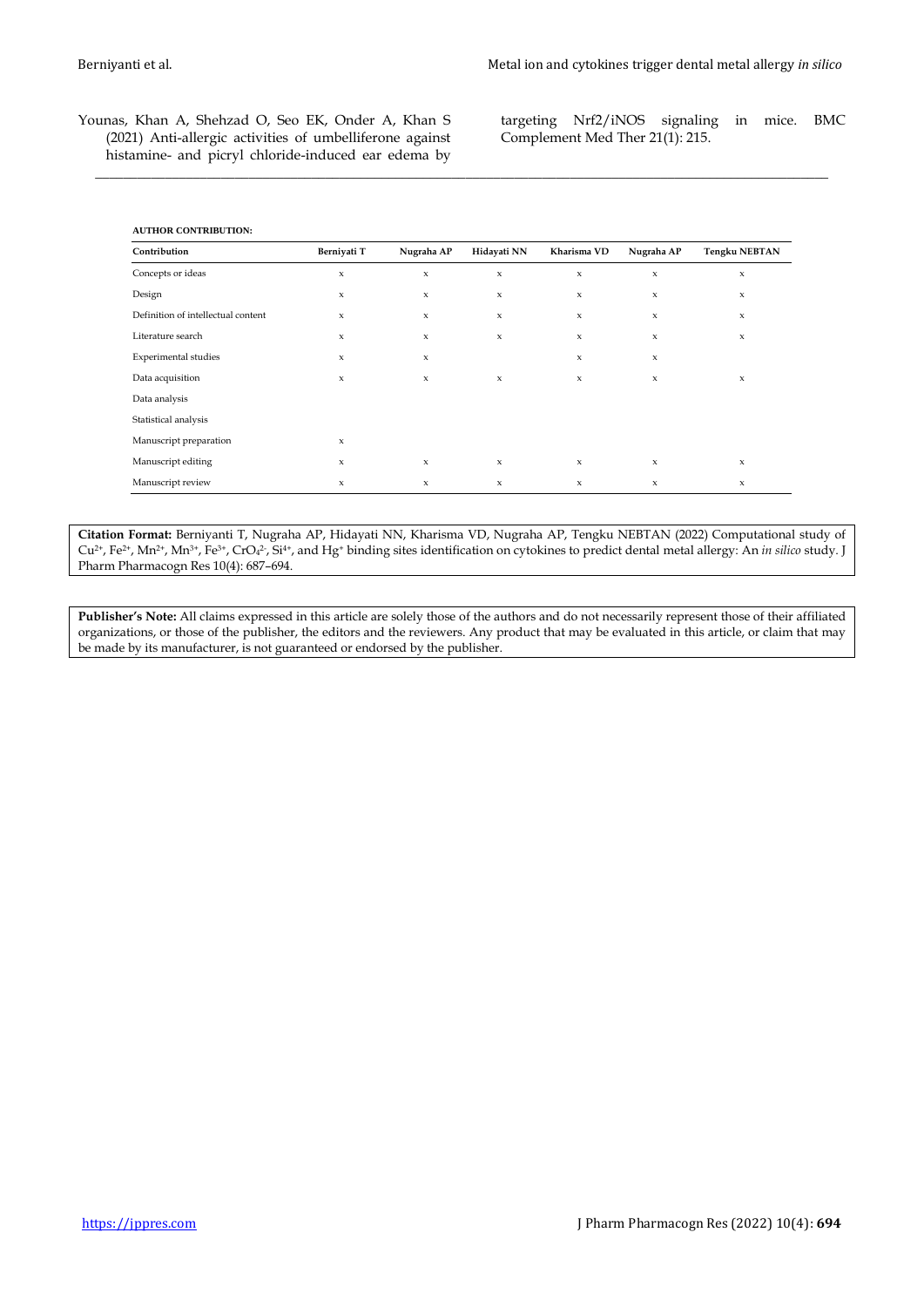Younas, Khan A, Shehzad O, Seo EK, Onder A, Khan S (2021) Anti-allergic activities of umbelliferone against histamine- and picryl chloride-induced ear edema by targeting Nrf2/iNOS signaling in mice. BMC Complement Med Ther 21(1): 215.

**AUTHOR CONTRIBUTION:**

| Contribution | Berniyati T | Nugraha AP | Hidayati NN | Kharisma VD | Nugraha AP | Tengku NEBTAN |
|---|---|---|---|---|---|---|
| Concepts or ideas | x | x | x | x | x | x |
| Design | x | x | x | x | x | x |
| Definition of intellectual content | x | x | x | x | x | x |
| Literature search | x | x | x | x | x | x |
| Experimental studies | x | x | | x | x | |
| Data acquisition | x | x | x | x | x | x |
| Data analysis | | | | | | |
| Statistical analysis | | | | | | |
| Manuscript preparation | x | | | | | |
| Manuscript editing | x | x | x | x | x | x |
| Manuscript review | x | x | x | x | x | x |

**Citation Format:** Berniyanti T, Nugraha AP, Hidayati NN, Kharisma VD, Nugraha AP, Tengku NEBTAN (2022) Computational study of $Cu^{2+}$, $Fe^{2+}$, $Mn^{2+}$, $Mn^{3+}$, $Fe^{3+}$, $CrO_4^{2-}$, $Si^{4+}$, and $Hg^{+}$ binding sites identification on cytokines to predict dental metal allergy: An *in silico* study. J Pharm Pharmacogn Res 10(4): 687–694.

**Publisher's Note:** All claims expressed in this article are solely those of the authors and do not necessarily represent those of their affiliated organizations, or those of the publisher, the editors and the reviewers. Any product that may be evaluated in this article, or claim that may be made by its manufacturer, is not guaranteed or endorsed by the publisher.